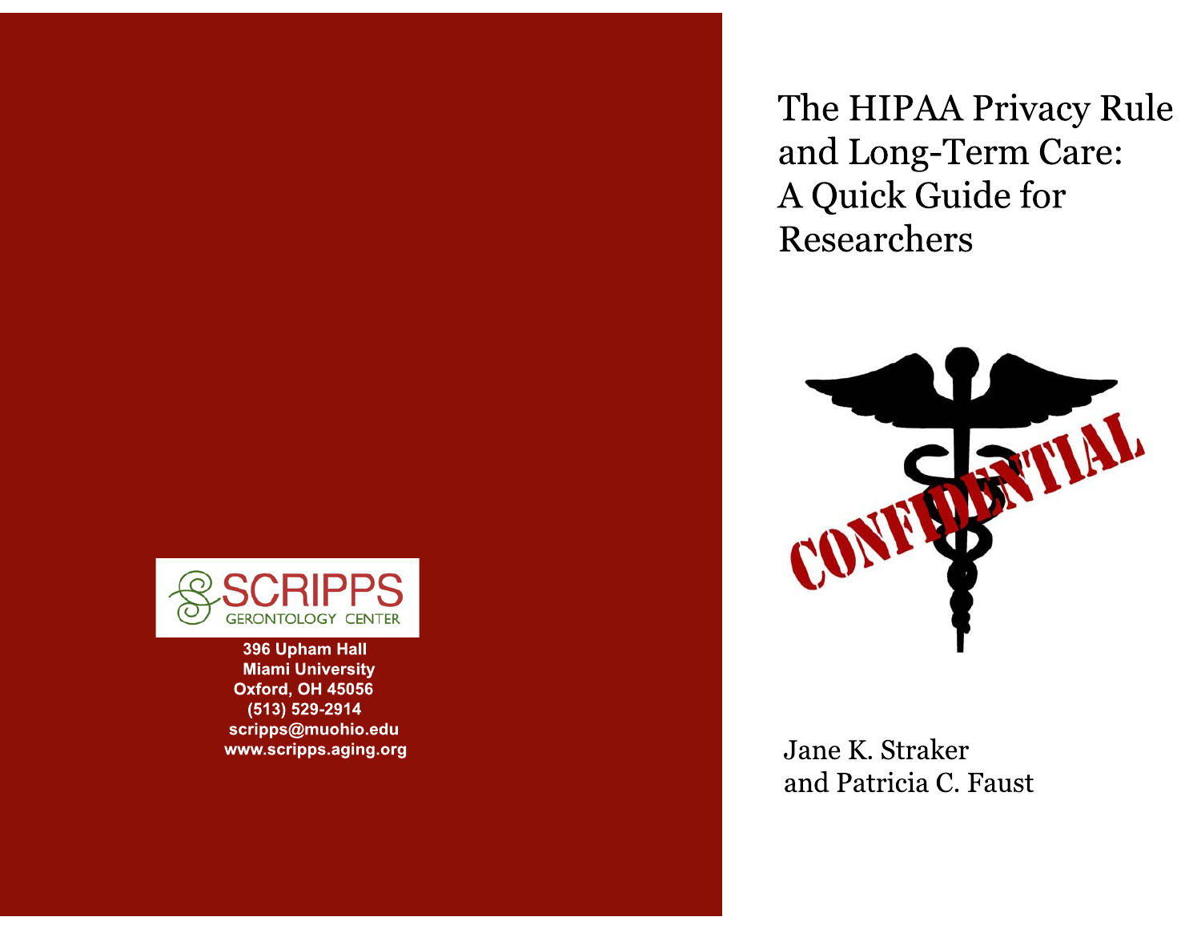# The HIPAA Privacy Rule and Long-Term Care: A Quick Guide for Researchers

CONFIDENTIAL

Jane K. Straker
and Patricia C. Faust

SCRIPPS GERONTOLOGY CENTER

396 Upham Hall
Miami University
Oxford, OH 45056
(513) 529-2914
scripps@muohio.edu
www.scripps.aging.org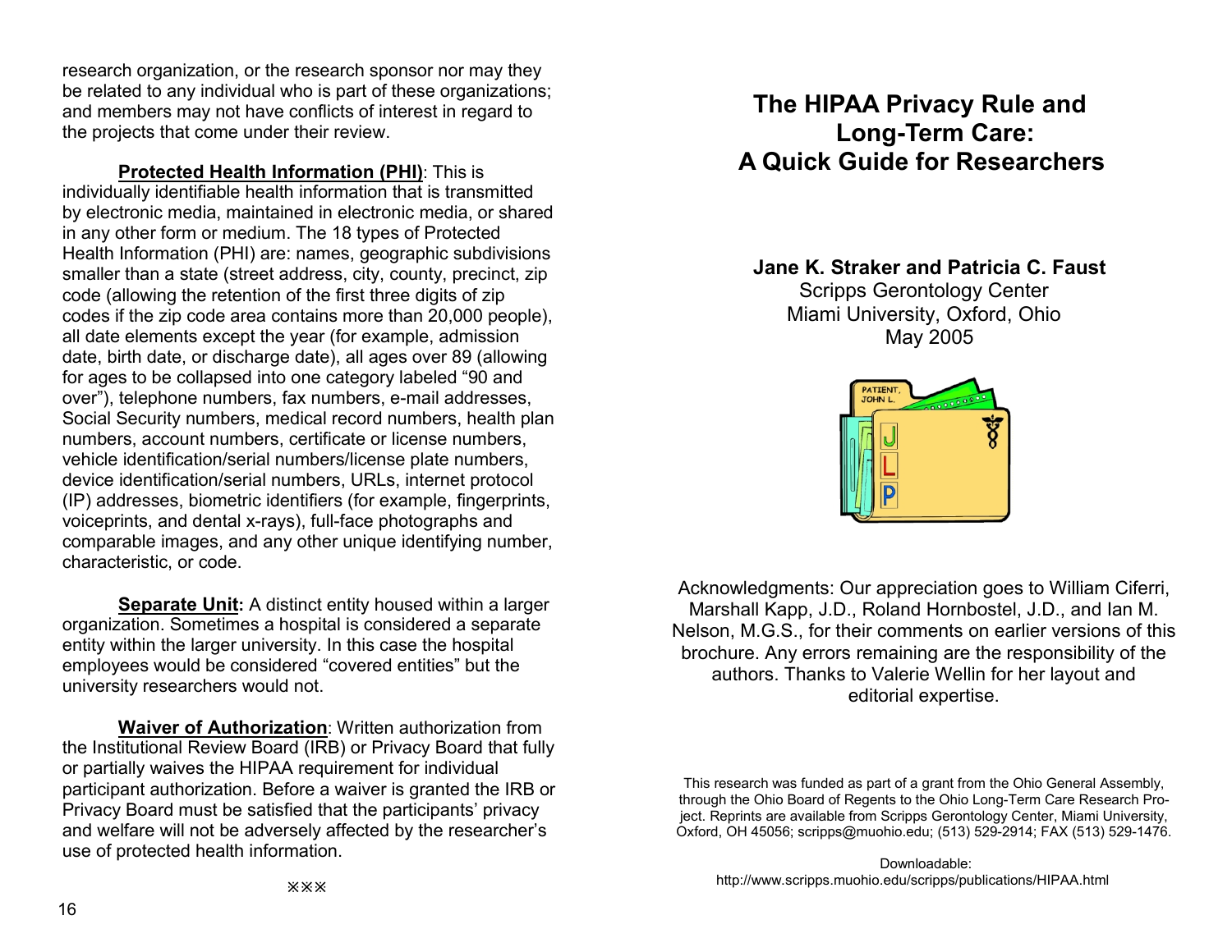research organization, or the research sponsor nor may they be related to any individual who is part of these organizations; and members may not have conflicts of interest in regard to the projects that come under their review.

**Protected Health Information (PHI)**: This is individually identifiable health information that is transmitted by electronic media, maintained in electronic media, or shared in any other form or medium. The 18 types of Protected Health Information (PHI) are: names, geographic subdivisions smaller than a state (street address, city, county, precinct, zip code (allowing the retention of the first three digits of zip codes if the zip code area contains more than 20,000 people), all date elements except the year (for example, admission date, birth date, or discharge date), all ages over 89 (allowing for ages to be collapsed into one category labeled "90 and over"), telephone numbers, fax numbers, e-mail addresses, Social Security numbers, medical record numbers, health plan numbers, account numbers, certificate or license numbers, vehicle identification/serial numbers/license plate numbers, device identification/serial numbers, URLs, internet protocol (IP) addresses, biometric identifiers (for example, fingerprints, voiceprints, and dental x-rays), full-face photographs and comparable images, and any other unique identifying number, characteristic, or code.

**Separate Unit:** A distinct entity housed within a larger organization. Sometimes a hospital is considered a separate entity within the larger university. In this case the hospital employees would be considered "covered entities" but the university researchers would not.

**Waiver of Authorization**: Written authorization from the Institutional Review Board (IRB) or Privacy Board that fully or partially waives the HIPAA requirement for individual participant authorization. Before a waiver is granted the IRB or Privacy Board must be satisfied that the participants' privacy and welfare will not be adversely affected by the researcher's use of protected health information.

※※※

# The HIPAA Privacy Rule and Long-Term Care: A Quick Guide for Researchers

**Jane K. Straker and Patricia C. Faust**

Scripps Gerontology Center
Miami University, Oxford, Ohio
May 2005

Acknowledgments: Our appreciation goes to William Ciferri, Marshall Kapp, J.D., Roland Hornbostel, J.D., and Ian M. Nelson, M.G.S., for their comments on earlier versions of this brochure. Any errors remaining are the responsibility of the authors. Thanks to Valerie Wellin for her layout and editorial expertise.

This research was funded as part of a grant from the Ohio General Assembly, through the Ohio Board of Regents to the Ohio Long-Term Care Research Project. Reprints are available from Scripps Gerontology Center, Miami University, Oxford, OH 45056; scripps@muohio.edu; (513) 529-2914; FAX (513) 529-1476.

Downloadable:
http://www.scripps.muohio.edu/scripps/publications/HIPAA.html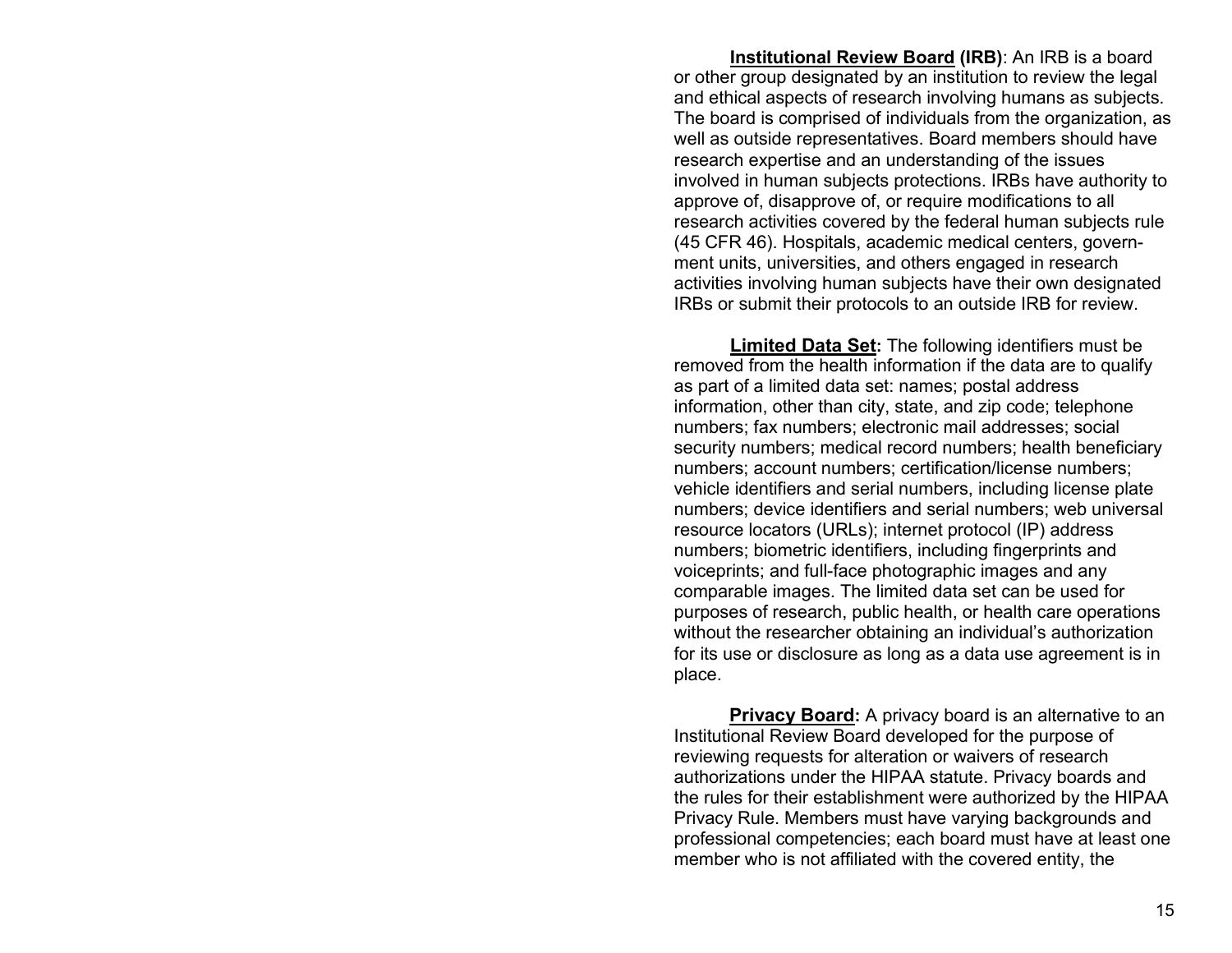**<u>Institutional Review Board</u> (IRB)**: An IRB is a board or other group designated by an institution to review the legal and ethical aspects of research involving humans as subjects. The board is comprised of individuals from the organization, as well as outside representatives. Board members should have research expertise and an understanding of the issues involved in human subjects protections. IRBs have authority to approve of, disapprove of, or require modifications to all research activities covered by the federal human subjects rule (45 CFR 46). Hospitals, academic medical centers, government units, universities, and others engaged in research activities involving human subjects have their own designated IRBs or submit their protocols to an outside IRB for review.

**<u>Limited Data Set</u>:** The following identifiers must be removed from the health information if the data are to qualify as part of a limited data set: names; postal address information, other than city, state, and zip code; telephone numbers; fax numbers; electronic mail addresses; social security numbers; medical record numbers; health beneficiary numbers; account numbers; certification/license numbers; vehicle identifiers and serial numbers, including license plate numbers; device identifiers and serial numbers; web universal resource locators (URLs); internet protocol (IP) address numbers; biometric identifiers, including fingerprints and voiceprints; and full-face photographic images and any comparable images. The limited data set can be used for purposes of research, public health, or health care operations without the researcher obtaining an individual's authorization for its use or disclosure as long as a data use agreement is in place.

**<u>Privacy Board</u>:** A privacy board is an alternative to an Institutional Review Board developed for the purpose of reviewing requests for alteration or waivers of research authorizations under the HIPAA statute. Privacy boards and the rules for their establishment were authorized by the HIPAA Privacy Rule. Members must have varying backgrounds and professional competencies; each board must have at least one member who is not affiliated with the covered entity, the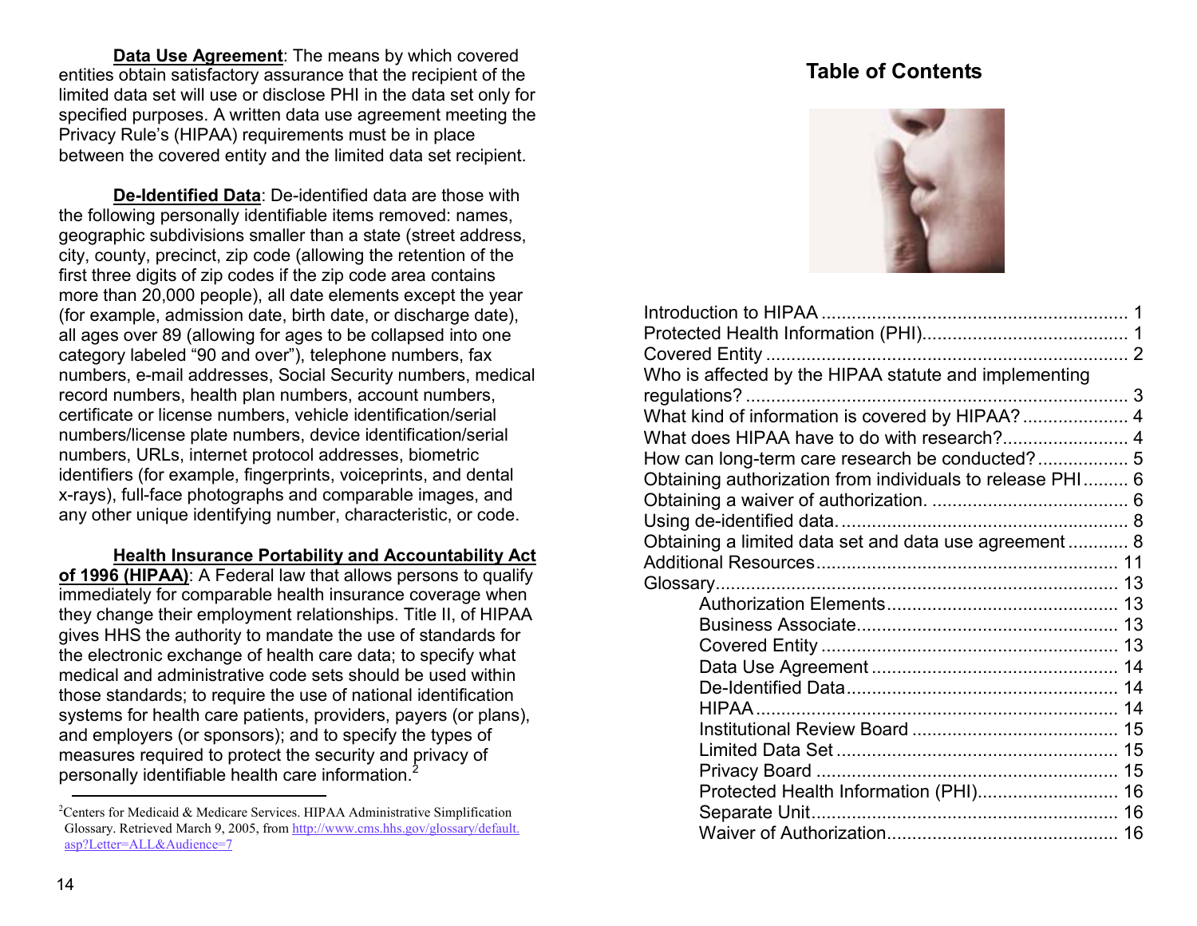**Data Use Agreement**: The means by which covered entities obtain satisfactory assurance that the recipient of the limited data set will use or disclose PHI in the data set only for specified purposes. A written data use agreement meeting the Privacy Rule's (HIPAA) requirements must be in place between the covered entity and the limited data set recipient.

**De-Identified Data**: De-identified data are those with the following personally identifiable items removed: names, geographic subdivisions smaller than a state (street address, city, county, precinct, zip code (allowing the retention of the first three digits of zip codes if the zip code area contains more than 20,000 people), all date elements except the year (for example, admission date, birth date, or discharge date), all ages over 89 (allowing for ages to be collapsed into one category labeled "90 and over"), telephone numbers, fax numbers, e-mail addresses, Social Security numbers, medical record numbers, health plan numbers, account numbers, certificate or license numbers, vehicle identification/serial numbers/license plate numbers, device identification/serial numbers, URLs, internet protocol addresses, biometric identifiers (for example, fingerprints, voiceprints, and dental x-rays), full-face photographs and comparable images, and any other unique identifying number, characteristic, or code.

**Health Insurance Portability and Accountability Act of 1996 (HIPAA)**: A Federal law that allows persons to qualify immediately for comparable health insurance coverage when they change their employment relationships. Title II, of HIPAA gives HHS the authority to mandate the use of standards for the electronic exchange of health care data; to specify what medical and administrative code sets should be used within those standards; to require the use of national identification systems for health care patients, providers, payers (or plans), and employers (or sponsors); and to specify the types of measures required to protect the security and privacy of personally identifiable health care information.[2]

[2] Centers for Medicaid & Medicare Services. HIPAA Administrative Simplification Glossary. Retrieved March 9, 2005, from http://www.cms.hhs.gov/glossary/default.asp?Letter=ALL&Audience=7

## Table of Contents

| | |
|---|---|
| Introduction to HIPAA | 1 |
| Protected Health Information (PHI) | 1 |
| Covered Entity | 2 |
| Who is affected by the HIPAA statute and implementing regulations? | 3 |
| What kind of information is covered by HIPAA? | 4 |
| What does HIPAA have to do with research? | 4 |
| How can long-term care research be conducted? | 5 |
| Obtaining authorization from individuals to release PHI | 6 |
| Obtaining a waiver of authorization. | 6 |
| Using de-identified data. | 8 |
| Obtaining a limited data set and data use agreement | 8 |
| Additional Resources | 11 |
| Glossary | 13 |
| Authorization Elements | 13 |
| Business Associate | 13 |
| Covered Entity | 13 |
| Data Use Agreement | 14 |
| De-Identified Data | 14 |
| HIPAA | 14 |
| Institutional Review Board | 15 |
| Limited Data Set | 15 |
| Privacy Board | 15 |
| Protected Health Information (PHI) | 16 |
| Separate Unit | 16 |
| Waiver of Authorization | 16 |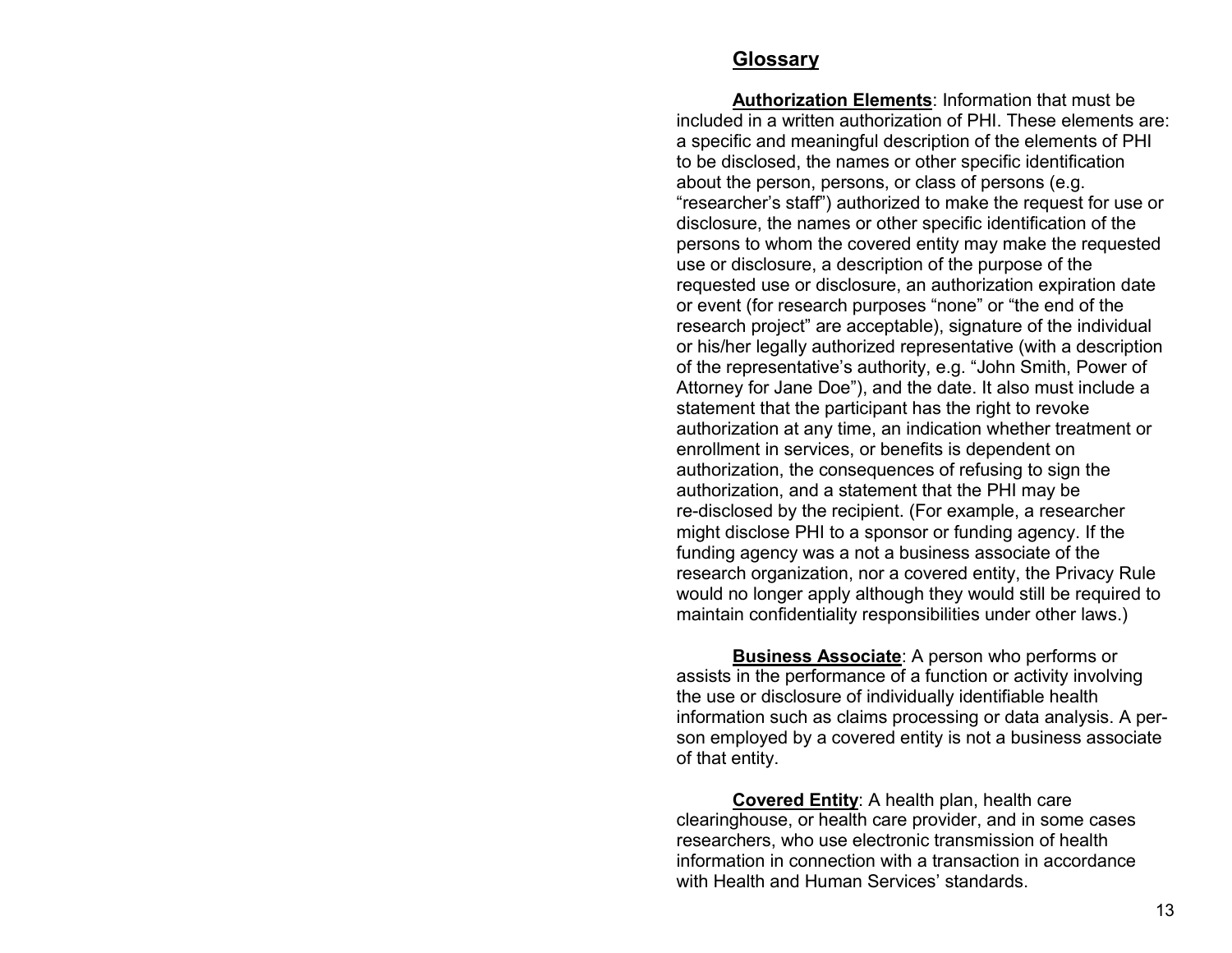## Glossary

**Authorization Elements**: Information that must be included in a written authorization of PHI. These elements are: a specific and meaningful description of the elements of PHI to be disclosed, the names or other specific identification about the person, persons, or class of persons (e.g. "researcher's staff") authorized to make the request for use or disclosure, the names or other specific identification of the persons to whom the covered entity may make the requested use or disclosure, a description of the purpose of the requested use or disclosure, an authorization expiration date or event (for research purposes "none" or "the end of the research project" are acceptable), signature of the individual or his/her legally authorized representative (with a description of the representative's authority, e.g. "John Smith, Power of Attorney for Jane Doe"), and the date. It also must include a statement that the participant has the right to revoke authorization at any time, an indication whether treatment or enrollment in services, or benefits is dependent on authorization, the consequences of refusing to sign the authorization, and a statement that the PHI may be re-disclosed by the recipient. (For example, a researcher might disclose PHI to a sponsor or funding agency. If the funding agency was a not a business associate of the research organization, nor a covered entity, the Privacy Rule would no longer apply although they would still be required to maintain confidentiality responsibilities under other laws.)

**Business Associate**: A person who performs or assists in the performance of a function or activity involving the use or disclosure of individually identifiable health information such as claims processing or data analysis. A person employed by a covered entity is not a business associate of that entity.

**Covered Entity**: A health plan, health care clearinghouse, or health care provider, and in some cases researchers, who use electronic transmission of health information in connection with a transaction in accordance with Health and Human Services' standards.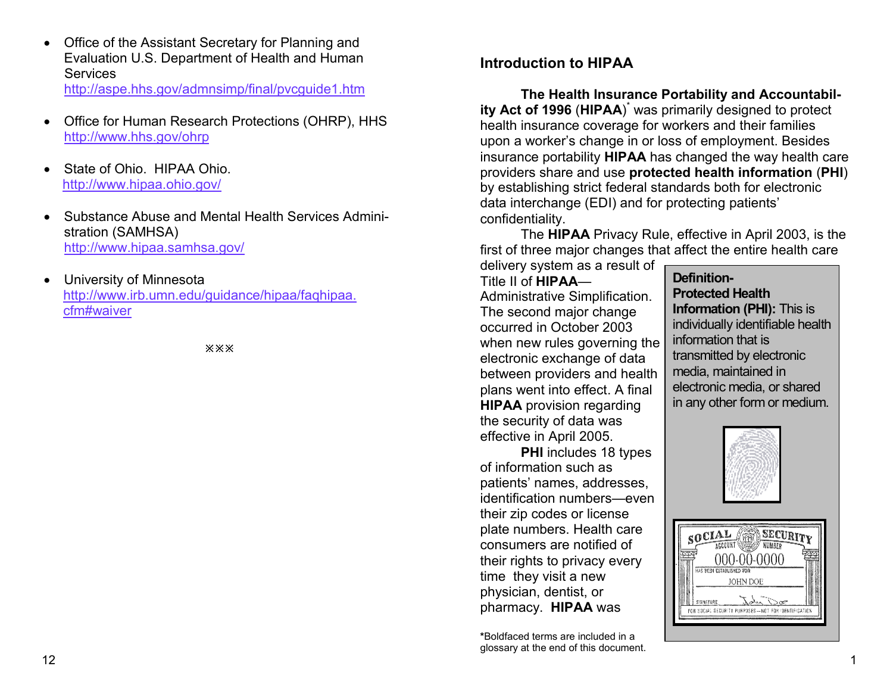- Office of the Assistant Secretary for Planning and Evaluation U.S. Department of Health and Human Services
  http://aspe.hhs.gov/admnsimp/final/pvcguide1.htm

- Office for Human Research Protections (OHRP), HHS
  http://www.hhs.gov/ohrp

- State of Ohio. HIPAA Ohio.
  http://www.hipaa.ohio.gov/

- Substance Abuse and Mental Health Services Administration (SAMHSA)
  http://www.hipaa.samhsa.gov/

- University of Minnesota
  http://www.irb.umn.edu/guidance/hipaa/faqhipaa.cfm#waiver

※※※

## Introduction to HIPAA

**The Health Insurance Portability and Accountability Act of 1996** (**HIPAA**)* was primarily designed to protect health insurance coverage for workers and their families upon a worker's change in or loss of employment. Besides insurance portability **HIPAA** has changed the way health care providers share and use **protected health information** (**PHI**) by establishing strict federal standards both for electronic data interchange (EDI) and for protecting patients' confidentiality.

The **HIPAA** Privacy Rule, effective in April 2003, is the first of three major changes that affect the entire health care delivery system as a result of Title II of **HIPAA**—Administrative Simplification. The second major change occurred in October 2003 when new rules governing the electronic exchange of data between providers and health plans went into effect. A final **HIPAA** provision regarding the security of data was effective in April 2005.

**PHI** includes 18 types of information such as patients' names, addresses, identification numbers—even their zip codes or license plate numbers. Health care consumers are notified of their rights to privacy every time they visit a new physician, dentist, or pharmacy. **HIPAA** was

**Definition-Protected Health Information (PHI):** This is individually identifiable health information that is transmitted by electronic media, maintained in electronic media, or shared in any other form or medium.

*Boldfaced terms are included in a glossary at the end of this document.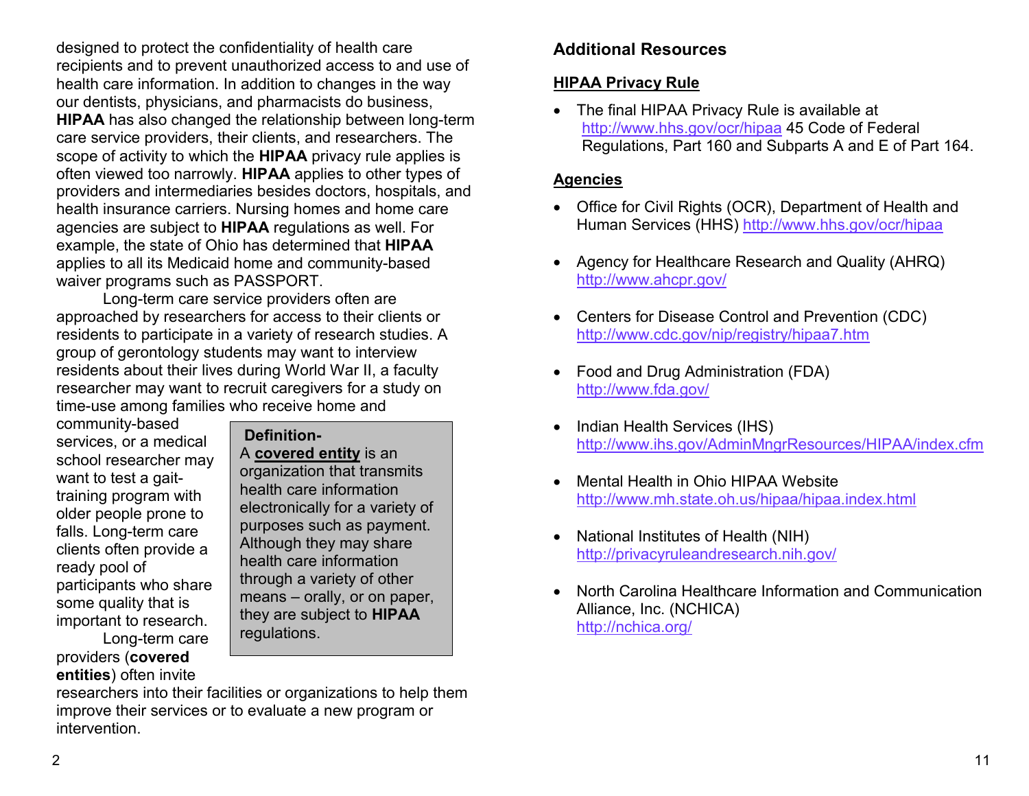designed to protect the confidentiality of health care recipients and to prevent unauthorized access to and use of health care information. In addition to changes in the way our dentists, physicians, and pharmacists do business, **HIPAA** has also changed the relationship between long-term care service providers, their clients, and researchers. The scope of activity to which the **HIPAA** privacy rule applies is often viewed too narrowly. **HIPAA** applies to other types of providers and intermediaries besides doctors, hospitals, and health insurance carriers. Nursing homes and home care agencies are subject to **HIPAA** regulations as well. For example, the state of Ohio has determined that **HIPAA** applies to all its Medicaid home and community-based waiver programs such as PASSPORT.

Long-term care service providers often are approached by researchers for access to their clients or residents to participate in a variety of research studies. A group of gerontology students may want to interview residents about their lives during World War II, a faculty researcher may want to recruit caregivers for a study on time-use among families who receive home and community-based services, or a medical school researcher may want to test a gait-training program with older people prone to falls. Long-term care clients often provide a ready pool of participants who share some quality that is important to research.

Long-term care providers (**covered entities**) often invite researchers into their facilities or organizations to help them improve their services or to evaluate a new program or intervention.

> **Definition-**
> A **covered entity** is an organization that transmits health care information electronically for a variety of purposes such as payment. Although they may share health care information through a variety of other means – orally, or on paper, they are subject to **HIPAA** regulations.

## Additional Resources

### HIPAA Privacy Rule

- The final HIPAA Privacy Rule is available at http://www.hhs.gov/ocr/hipaa 45 Code of Federal Regulations, Part 160 and Subparts A and E of Part 164.

### Agencies

- Office for Civil Rights (OCR), Department of Health and Human Services (HHS) http://www.hhs.gov/ocr/hipaa
- Agency for Healthcare Research and Quality (AHRQ) http://www.ahcpr.gov/
- Centers for Disease Control and Prevention (CDC) http://www.cdc.gov/nip/registry/hipaa7.htm
- Food and Drug Administration (FDA) http://www.fda.gov/
- Indian Health Services (IHS) http://www.ihs.gov/AdminMngrResources/HIPAA/index.cfm
- Mental Health in Ohio HIPAA Website http://www.mh.state.oh.us/hipaa/hipaa.index.html
- National Institutes of Health (NIH) http://privacyruleandresearch.nih.gov/
- North Carolina Healthcare Information and Communication Alliance, Inc. (NCHICA) http://nchica.org/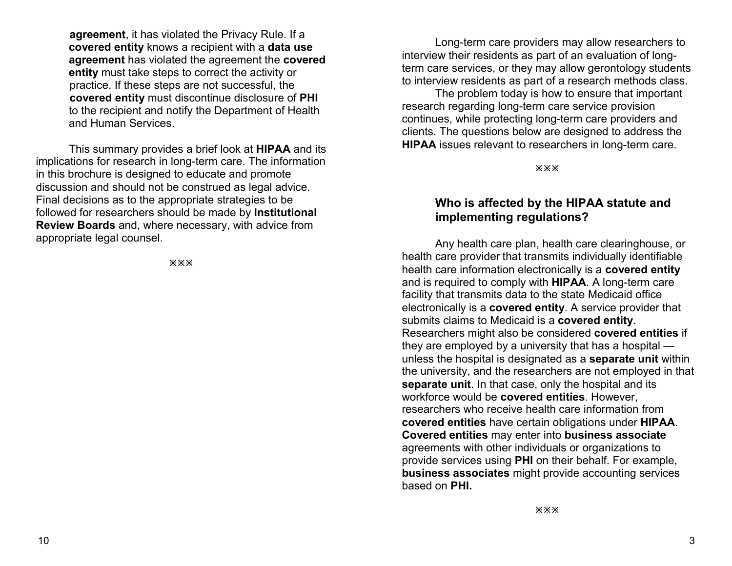agreement, it has violated the Privacy Rule. If a **covered entity** knows a recipient with a **data use agreement** has violated the agreement the **covered entity** must take steps to correct the activity or practice. If these steps are not successful, the **covered entity** must discontinue disclosure of **PHI** to the recipient and notify the Department of Health and Human Services.

This summary provides a brief look at **HIPAA** and its implications for research in long-term care. The information in this brochure is designed to educate and promote discussion and should not be construed as legal advice. Final decisions as to the appropriate strategies to be followed for researchers should be made by **Institutional Review Boards** and, where necessary, with advice from appropriate legal counsel.

※※※

Long-term care providers may allow researchers to interview their residents as part of an evaluation of long-term care services, or they may allow gerontology students to interview residents as part of a research methods class.

The problem today is how to ensure that important research regarding long-term care service provision continues, while protecting long-term care providers and clients. The questions below are designed to address the **HIPAA** issues relevant to researchers in long-term care.

※※※

### Who is affected by the HIPAA statute and implementing regulations?

Any health care plan, health care clearinghouse, or health care provider that transmits individually identifiable health care information electronically is a **covered entity** and is required to comply with **HIPAA**. A long-term care facility that transmits data to the state Medicaid office electronically is a **covered entity**. A service provider that submits claims to Medicaid is a **covered entity**. Researchers might also be considered **covered entities** if they are employed by a university that has a hospital — unless the hospital is designated as a **separate unit** within the university, and the researchers are not employed in that **separate unit**. In that case, only the hospital and its workforce would be **covered entities**. However, researchers who receive health care information from **covered entities** have certain obligations under **HIPAA**. **Covered entities** may enter into **business associate** agreements with other individuals or organizations to provide services using **PHI** on their behalf. For example, **business associates** might provide accounting services based on **PHI.**

※※※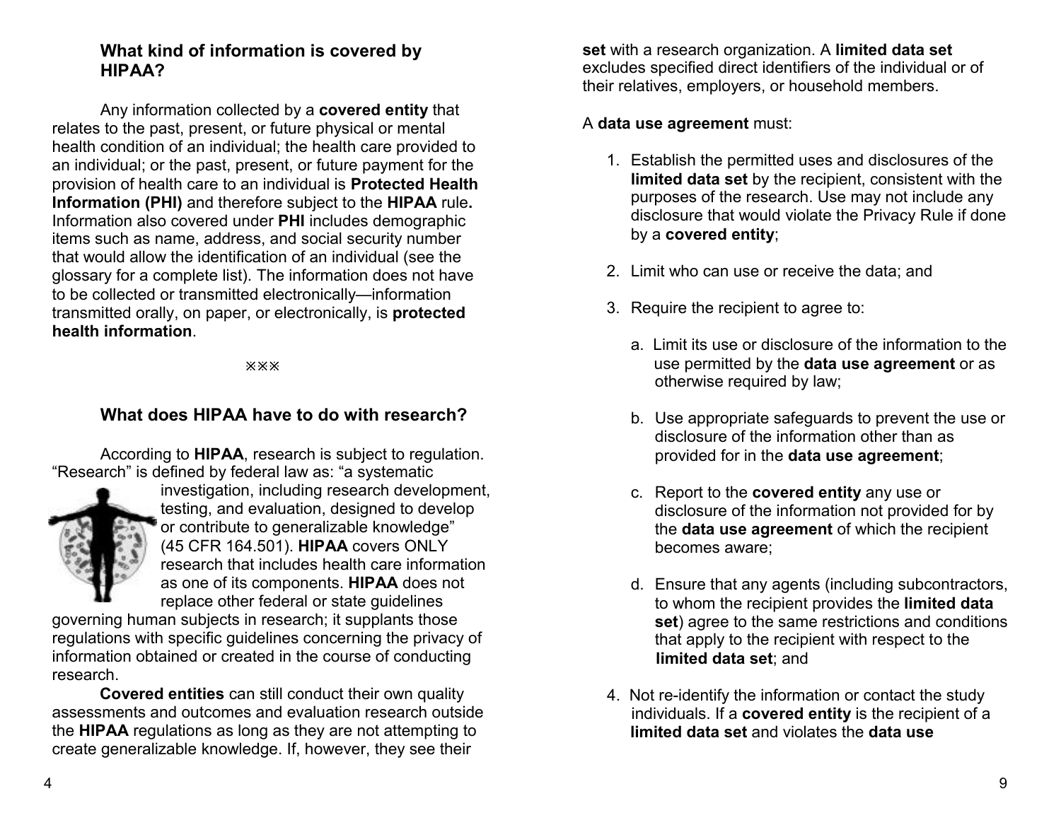### What kind of information is covered by HIPAA?

Any information collected by a **covered entity** that relates to the past, present, or future physical or mental health condition of an individual; the health care provided to an individual; or the past, present, or future payment for the provision of health care to an individual is **Protected Health Information (PHI)** and therefore subject to the **HIPAA** rule**.** Information also covered under **PHI** includes demographic items such as name, address, and social security number that would allow the identification of an individual (see the glossary for a complete list). The information does not have to be collected or transmitted electronically—information transmitted orally, on paper, or electronically, is **protected health information**.

※※※

### What does HIPAA have to do with research?

According to **HIPAA**, research is subject to regulation. "Research" is defined by federal law as: "a systematic investigation, including research development, testing, and evaluation, designed to develop or contribute to generalizable knowledge" (45 CFR 164.501). **HIPAA** covers ONLY research that includes health care information as one of its components. **HIPAA** does not replace other federal or state guidelines governing human subjects in research; it supplants those regulations with specific guidelines concerning the privacy of information obtained or created in the course of conducting research.

**Covered entities** can still conduct their own quality assessments and outcomes and evaluation research outside the **HIPAA** regulations as long as they are not attempting to create generalizable knowledge. If, however, they see their

**set** with a research organization. A **limited data set** excludes specified direct identifiers of the individual or of their relatives, employers, or household members.

A **data use agreement** must:

1. Establish the permitted uses and disclosures of the **limited data set** by the recipient, consistent with the purposes of the research. Use may not include any disclosure that would violate the Privacy Rule if done by a **covered entity**;

2. Limit who can use or receive the data; and

3. Require the recipient to agree to:

   a. Limit its use or disclosure of the information to the use permitted by the **data use agreement** or as otherwise required by law;

   b. Use appropriate safeguards to prevent the use or disclosure of the information other than as provided for in the **data use agreement**;

   c. Report to the **covered entity** any use or disclosure of the information not provided for by the **data use agreement** of which the recipient becomes aware;

   d. Ensure that any agents (including subcontractors, to whom the recipient provides the **limited data set**) agree to the same restrictions and conditions that apply to the recipient with respect to the **limited data set**; and

4. Not re-identify the information or contact the study individuals. If a **covered entity** is the recipient of a **limited data set** and violates the **data use**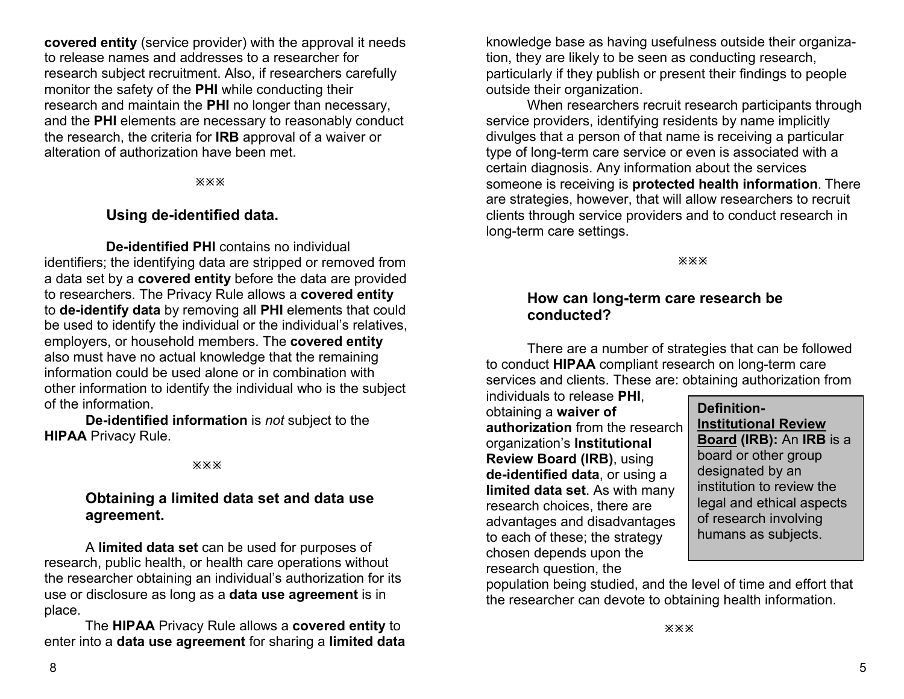**covered entity** (service provider) with the approval it needs to release names and addresses to a researcher for research subject recruitment. Also, if researchers carefully monitor the safety of the **PHI** while conducting their research and maintain the **PHI** no longer than necessary, and the **PHI** elements are necessary to reasonably conduct the research, the criteria for **IRB** approval of a waiver or alteration of authorization have been met.

※※※

### Using de-identified data.

**De-identified PHI** contains no individual identifiers; the identifying data are stripped or removed from a data set by a **covered entity** before the data are provided to researchers. The Privacy Rule allows a **covered entity** to **de-identify data** by removing all **PHI** elements that could be used to identify the individual or the individual's relatives, employers, or household members. The **covered entity** also must have no actual knowledge that the remaining information could be used alone or in combination with other information to identify the individual who is the subject of the information.

**De-identified information** is *not* subject to the **HIPAA** Privacy Rule.

※※※

### Obtaining a limited data set and data use agreement.

A **limited data set** can be used for purposes of research, public health, or health care operations without the researcher obtaining an individual's authorization for its use or disclosure as long as a **data use agreement** is in place.

The **HIPAA** Privacy Rule allows a **covered entity** to enter into a **data use agreement** for sharing a **limited data**

knowledge base as having usefulness outside their organization, they are likely to be seen as conducting research, particularly if they publish or present their findings to people outside their organization.

When researchers recruit research participants through service providers, identifying residents by name implicitly divulges that a person of that name is receiving a particular type of long-term care service or even is associated with a certain diagnosis. Any information about the services someone is receiving is **protected health information**. There are strategies, however, that will allow researchers to recruit clients through service providers and to conduct research in long-term care settings.

※※※

### How can long-term care research be conducted?

There are a number of strategies that can be followed to conduct **HIPAA** compliant research on long-term care services and clients. These are: obtaining authorization from individuals to release **PHI**, obtaining a **waiver of authorization** from the research organization's **Institutional Review Board (IRB)**, using **de-identified data**, or using a **limited data set**. As with many research choices, there are advantages and disadvantages to each of these; the strategy chosen depends upon the research question, the population being studied, and the level of time and effort that the researcher can devote to obtaining health information.

> **Definition- Institutional Review Board (IRB):** An **IRB** is a board or other group designated by an institution to review the legal and ethical aspects of research involving humans as subjects.

※※※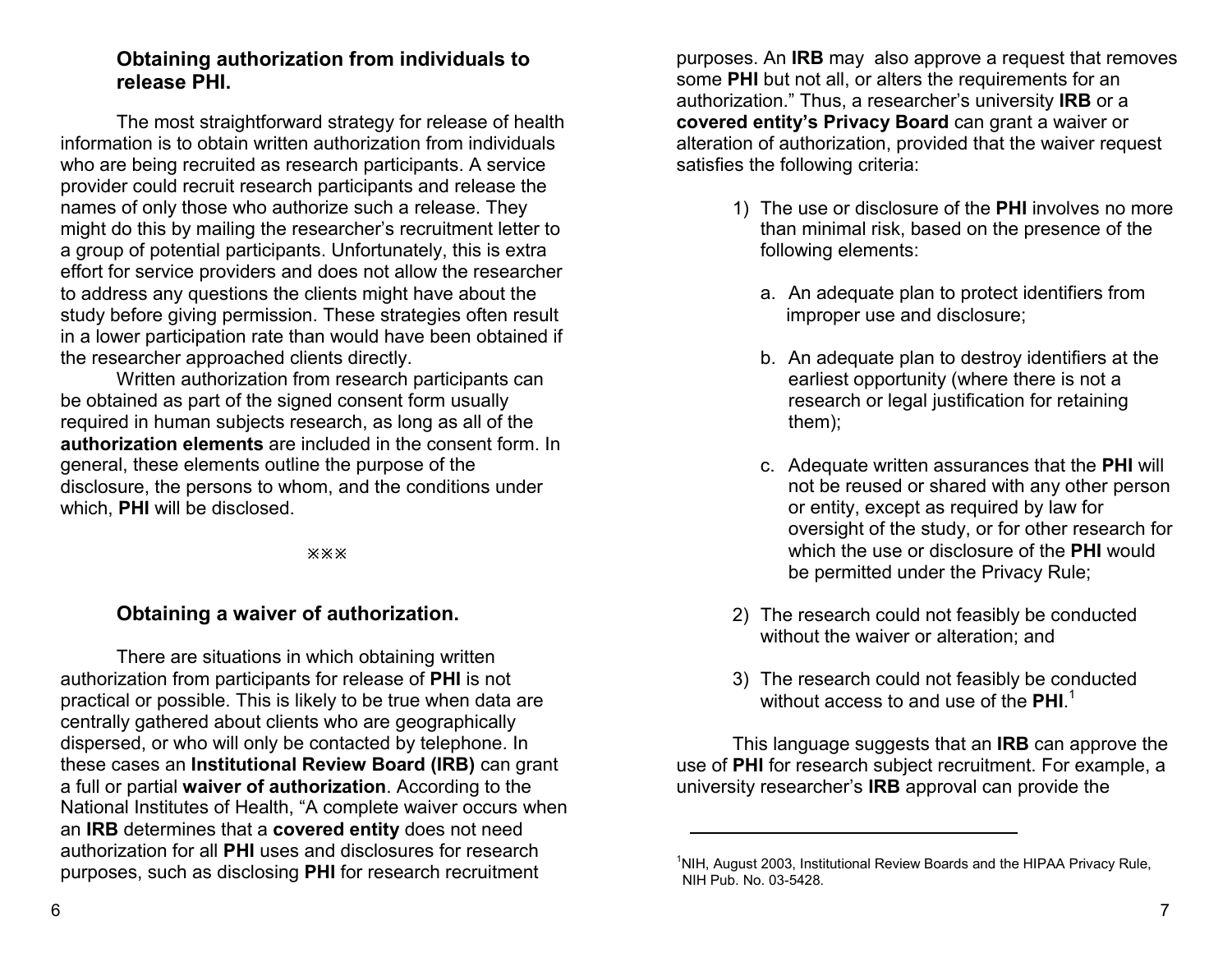### Obtaining authorization from individuals to release PHI.

The most straightforward strategy for release of health information is to obtain written authorization from individuals who are being recruited as research participants. A service provider could recruit research participants and release the names of only those who authorize such a release. They might do this by mailing the researcher's recruitment letter to a group of potential participants. Unfortunately, this is extra effort for service providers and does not allow the researcher to address any questions the clients might have about the study before giving permission. These strategies often result in a lower participation rate than would have been obtained if the researcher approached clients directly.

Written authorization from research participants can be obtained as part of the signed consent form usually required in human subjects research, as long as all of the **authorization elements** are included in the consent form. In general, these elements outline the purpose of the disclosure, the persons to whom, and the conditions under which, **PHI** will be disclosed.

※※※

### Obtaining a waiver of authorization.

There are situations in which obtaining written authorization from participants for release of **PHI** is not practical or possible. This is likely to be true when data are centrally gathered about clients who are geographically dispersed, or who will only be contacted by telephone. In these cases an **Institutional Review Board (IRB)** can grant a full or partial **waiver of authorization**. According to the National Institutes of Health, "A complete waiver occurs when an **IRB** determines that a **covered entity** does not need authorization for all **PHI** uses and disclosures for research purposes, such as disclosing **PHI** for research recruitment purposes. An **IRB** may also approve a request that removes some **PHI** but not all, or alters the requirements for an authorization." Thus, a researcher's university **IRB** or a **covered entity's Privacy Board** can grant a waiver or alteration of authorization, provided that the waiver request satisfies the following criteria:

1) The use or disclosure of the **PHI** involves no more than minimal risk, based on the presence of the following elements:

   a. An adequate plan to protect identifiers from improper use and disclosure;

   b. An adequate plan to destroy identifiers at the earliest opportunity (where there is not a research or legal justification for retaining them);

   c. Adequate written assurances that the **PHI** will not be reused or shared with any other person or entity, except as required by law for oversight of the study, or for other research for which the use or disclosure of the **PHI** would be permitted under the Privacy Rule;

2) The research could not feasibly be conducted without the waiver or alteration; and

3) The research could not feasibly be conducted without access to and use of the **PHI**.[1]

This language suggests that an **IRB** can approve the use of **PHI** for research subject recruitment. For example, a university researcher's **IRB** approval can provide the

[1] NIH, August 2003, Institutional Review Boards and the HIPAA Privacy Rule, NIH Pub. No. 03-5428.